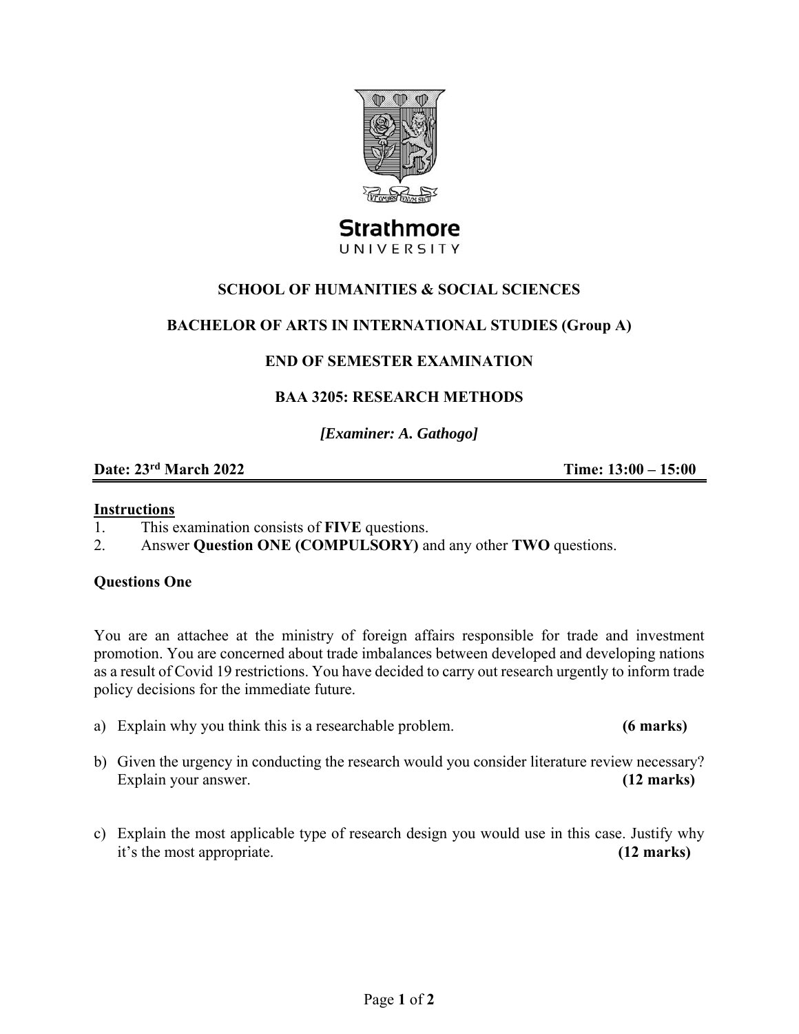Strathmore
UNIVERSITY

## SCHOOL OF HUMANITIES & SOCIAL SCIENCES

## BACHELOR OF ARTS IN INTERNATIONAL STUDIES (Group A)

## END OF SEMESTER EXAMINATION

## BAA 3205: RESEARCH METHODS

***[Examiner: A. Gathogo]***

**Date: 23rd March 2022** **Time: 13:00 – 15:00**

**Instructions**

1. This examination consists of **FIVE** questions.
2. Answer **Question ONE (COMPULSORY)** and any other **TWO** questions.

**Questions One**

You are an attachee at the ministry of foreign affairs responsible for trade and investment promotion. You are concerned about trade imbalances between developed and developing nations as a result of Covid 19 restrictions. You have decided to carry out research urgently to inform trade policy decisions for the immediate future.

a) Explain why you think this is a researchable problem. **(6 marks)**

b) Given the urgency in conducting the research would you consider literature review necessary? Explain your answer. **(12 marks)**

c) Explain the most applicable type of research design you would use in this case. Justify why it's the most appropriate. **(12 marks)**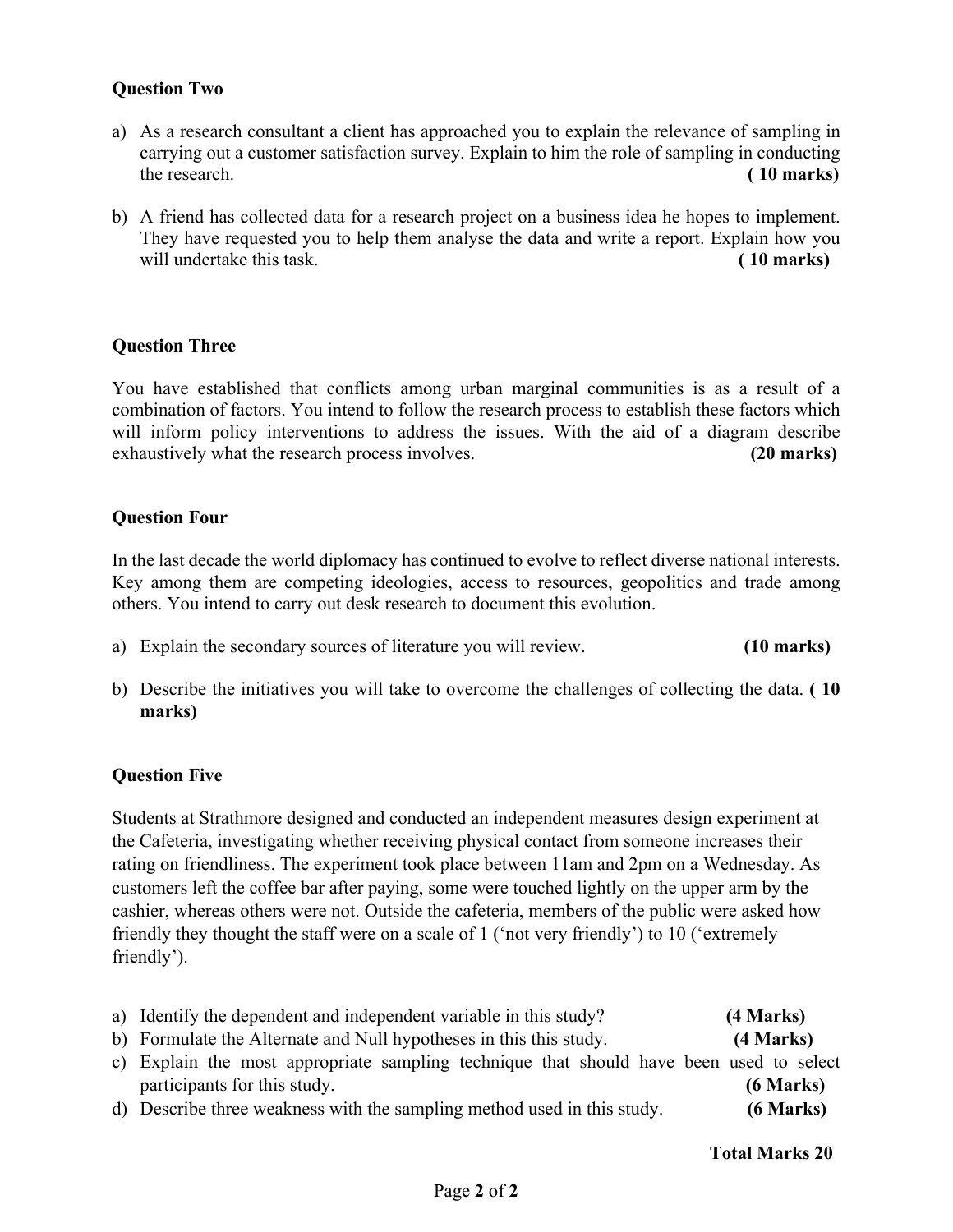**Question Two**

a) As a research consultant a client has approached you to explain the relevance of sampling in carrying out a customer satisfaction survey. Explain to him the role of sampling in conducting the research. **( 10 marks)**

b) A friend has collected data for a research project on a business idea he hopes to implement. They have requested you to help them analyse the data and write a report. Explain how you will undertake this task. **( 10 marks)**

**Question Three**

You have established that conflicts among urban marginal communities is as a result of a combination of factors. You intend to follow the research process to establish these factors which will inform policy interventions to address the issues. With the aid of a diagram describe exhaustively what the research process involves. **(20 marks)**

**Question Four**

In the last decade the world diplomacy has continued to evolve to reflect diverse national interests. Key among them are competing ideologies, access to resources, geopolitics and trade among others. You intend to carry out desk research to document this evolution.

a) Explain the secondary sources of literature you will review. **(10 marks)**

b) Describe the initiatives you will take to overcome the challenges of collecting the data. **( 10 marks)**

**Question Five**

Students at Strathmore designed and conducted an independent measures design experiment at the Cafeteria, investigating whether receiving physical contact from someone increases their rating on friendliness. The experiment took place between 11am and 2pm on a Wednesday. As customers left the coffee bar after paying, some were touched lightly on the upper arm by the cashier, whereas others were not. Outside the cafeteria, members of the public were asked how friendly they thought the staff were on a scale of 1 ('not very friendly') to 10 ('extremely friendly').

a) Identify the dependent and independent variable in this study? **(4 Marks)**
b) Formulate the Alternate and Null hypotheses in this this study. **(4 Marks)**
c) Explain the most appropriate sampling technique that should have been used to select participants for this study. **(6 Marks)**
d) Describe three weakness with the sampling method used in this study. **(6 Marks)**

**Total Marks 20**